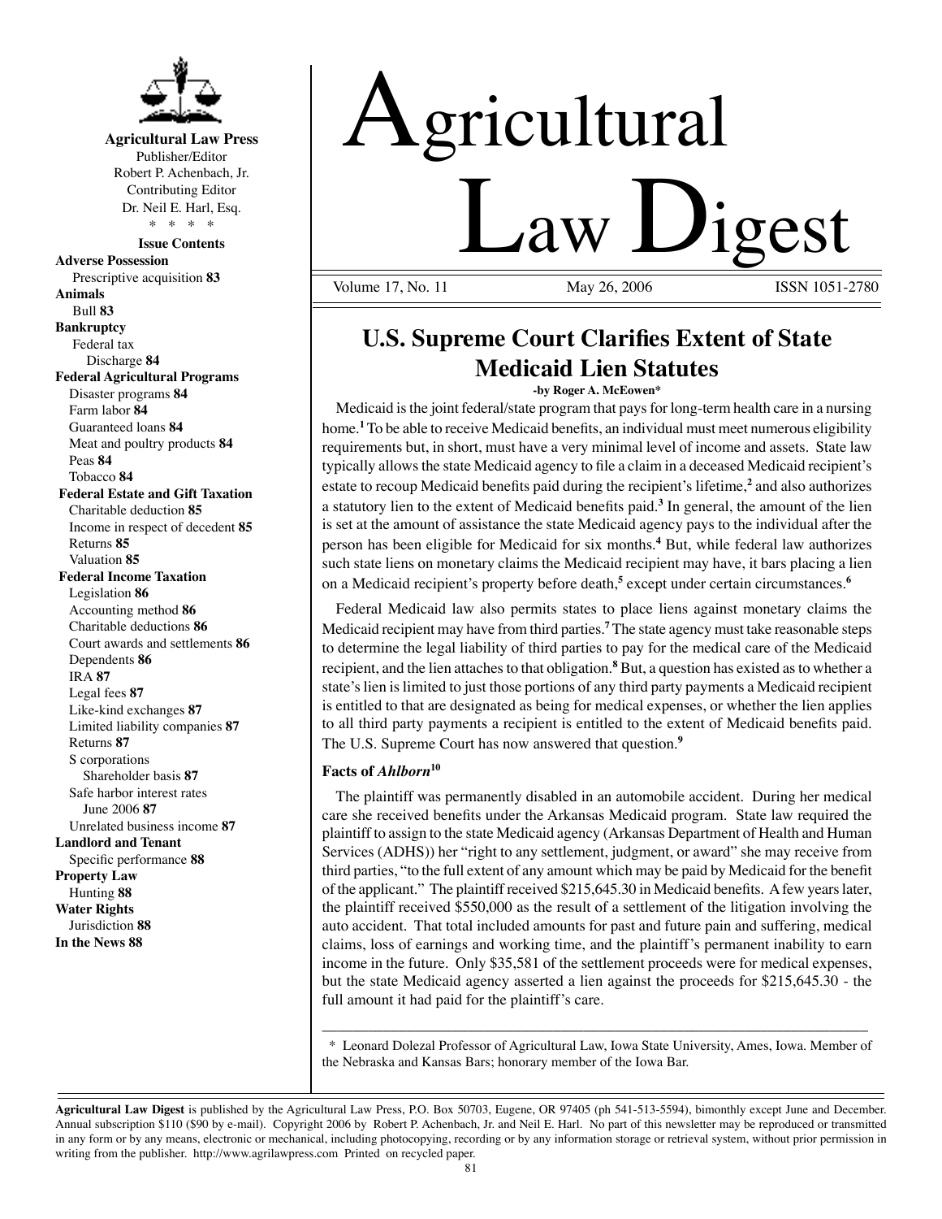**Agricultural Law Press**
Publisher/Editor
Robert P. Achenbach, Jr.
Contributing Editor
Dr. Neil E. Harl, Esq.
* * * *

**Issue Contents**

**Adverse Possession**
Prescriptive acquisition **83**
**Animals**
Bull **83**
**Bankruptcy**
Federal tax
Discharge **84**
**Federal Agricultural Programs**
Disaster programs **84**
Farm labor **84**
Guaranteed loans **84**
Meat and poultry products **84**
Peas **84**
Tobacco **84**
**Federal Estate and Gift Taxation**
Charitable deduction **85**
Income in respect of decedent **85**
Returns **85**
Valuation **85**
**Federal Income Taxation**
Legislation **86**
Accounting method **86**
Charitable deductions **86**
Court awards and settlements **86**
Dependents **86**
IRA **87**
Legal fees **87**
Like-kind exchanges **87**
Limited liability companies **87**
Returns **87**
S corporations
Shareholder basis **87**
Safe harbor interest rates
June 2006 **87**
Unrelated business income **87**
**Landlord and Tenant**
Specific performance **88**
**Property Law**
Hunting **88**
**Water Rights**
Jurisdiction **88**
**In the News 88**

# Agricultural Law Digest

Volume 17, No. 11 May 26, 2006 ISSN 1051-2780

## U.S. Supreme Court Clarifies Extent of State Medicaid Lien Statutes

**-by Roger A. McEowen***

Medicaid is the joint federal/state program that pays for long-term health care in a nursing home.[1] To be able to receive Medicaid benefits, an individual must meet numerous eligibility requirements but, in short, must have a very minimal level of income and assets. State law typically allows the state Medicaid agency to file a claim in a deceased Medicaid recipient's estate to recoup Medicaid benefits paid during the recipient's lifetime,[2] and also authorizes a statutory lien to the extent of Medicaid benefits paid.[3] In general, the amount of the lien is set at the amount of assistance the state Medicaid agency pays to the individual after the person has been eligible for Medicaid for six months.[4] But, while federal law authorizes such state liens on monetary claims the Medicaid recipient may have, it bars placing a lien on a Medicaid recipient's property before death,[5] except under certain circumstances.[6]

Federal Medicaid law also permits states to place liens against monetary claims the Medicaid recipient may have from third parties.[7] The state agency must take reasonable steps to determine the legal liability of third parties to pay for the medical care of the Medicaid recipient, and the lien attaches to that obligation.[8] But, a question has existed as to whether a state's lien is limited to just those portions of any third party payments a Medicaid recipient is entitled to that are designated as being for medical expenses, or whether the lien applies to all third party payments a recipient is entitled to the extent of Medicaid benefits paid. The U.S. Supreme Court has now answered that question.[9]

### Facts of *Ahlborn*[10]

The plaintiff was permanently disabled in an automobile accident. During her medical care she received benefits under the Arkansas Medicaid program. State law required the plaintiff to assign to the state Medicaid agency (Arkansas Department of Health and Human Services (ADHS)) her "right to any settlement, judgment, or award" she may receive from third parties, "to the full extent of any amount which may be paid by Medicaid for the benefit of the applicant." The plaintiff received $215,645.30 in Medicaid benefits. A few years later, the plaintiff received $550,000 as the result of a settlement of the litigation involving the auto accident. That total included amounts for past and future pain and suffering, medical claims, loss of earnings and working time, and the plaintiff's permanent inability to earn income in the future. Only $35,581 of the settlement proceeds were for medical expenses, but the state Medicaid agency asserted a lien against the proceeds for $215,645.30 - the full amount it had paid for the plaintiff's care.

---

\* Leonard Dolezal Professor of Agricultural Law, Iowa State University, Ames, Iowa. Member of the Nebraska and Kansas Bars; honorary member of the Iowa Bar.

---

**Agricultural Law Digest** is published by the Agricultural Law Press, P.O. Box 50703, Eugene, OR 97405 (ph 541-513-5594), bimonthly except June and December. Annual subscription $110 ($90 by e-mail). Copyright 2006 by Robert P. Achenbach, Jr. and Neil E. Harl. No part of this newsletter may be reproduced or transmitted in any form or by any means, electronic or mechanical, including photocopying, recording or by any information storage or retrieval system, without prior permission in writing from the publisher. http://www.agrilawpress.com Printed on recycled paper.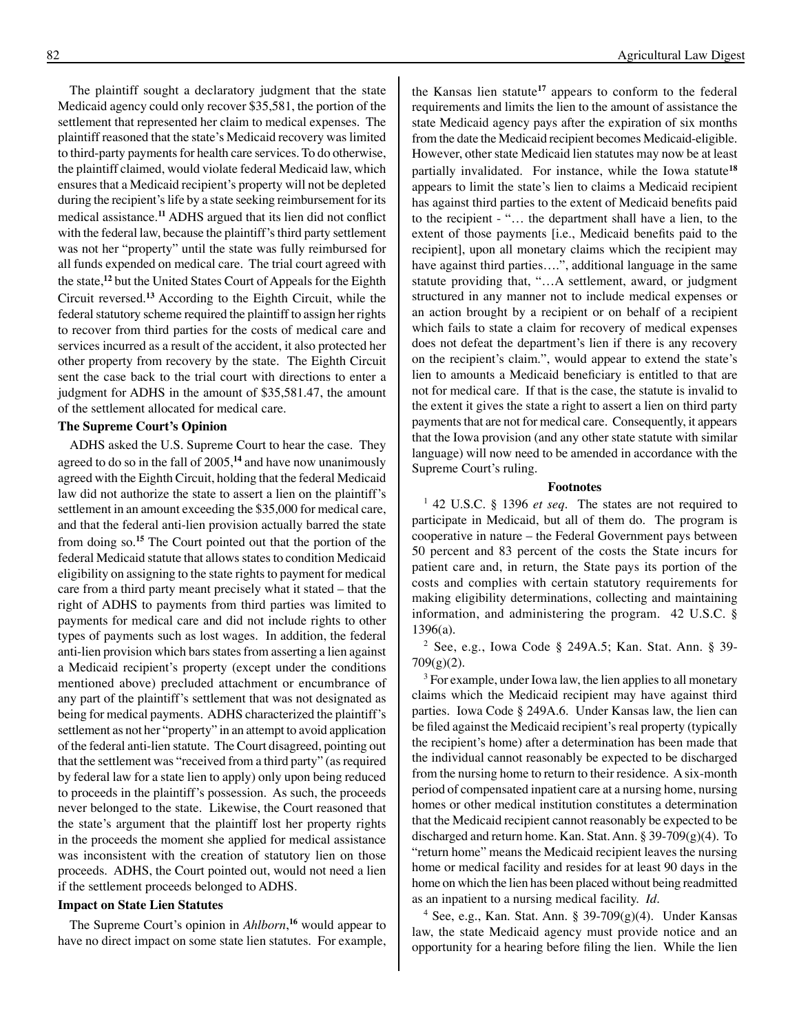The plaintiff sought a declaratory judgment that the state Medicaid agency could only recover $35,581, the portion of the settlement that represented her claim to medical expenses. The plaintiff reasoned that the state's Medicaid recovery was limited to third-party payments for health care services. To do otherwise, the plaintiff claimed, would violate federal Medicaid law, which ensures that a Medicaid recipient's property will not be depleted during the recipient's life by a state seeking reimbursement for its medical assistance.[11] ADHS argued that its lien did not conflict with the federal law, because the plaintiff's third party settlement was not her "property" until the state was fully reimbursed for all funds expended on medical care. The trial court agreed with the state,[12] but the United States Court of Appeals for the Eighth Circuit reversed.[13] According to the Eighth Circuit, while the federal statutory scheme required the plaintiff to assign her rights to recover from third parties for the costs of medical care and services incurred as a result of the accident, it also protected her other property from recovery by the state. The Eighth Circuit sent the case back to the trial court with directions to enter a judgment for ADHS in the amount of $35,581.47, the amount of the settlement allocated for medical care.

**The Supreme Court's Opinion**

ADHS asked the U.S. Supreme Court to hear the case. They agreed to do so in the fall of 2005,[14] and have now unanimously agreed with the Eighth Circuit, holding that the federal Medicaid law did not authorize the state to assert a lien on the plaintiff's settlement in an amount exceeding the $35,000 for medical care, and that the federal anti-lien provision actually barred the state from doing so.[15] The Court pointed out that the portion of the federal Medicaid statute that allows states to condition Medicaid eligibility on assigning to the state rights to payment for medical care from a third party meant precisely what it stated – that the right of ADHS to payments from third parties was limited to payments for medical care and did not include rights to other types of payments such as lost wages. In addition, the federal anti-lien provision which bars states from asserting a lien against a Medicaid recipient's property (except under the conditions mentioned above) precluded attachment or encumbrance of any part of the plaintiff's settlement that was not designated as being for medical payments. ADHS characterized the plaintiff's settlement as not her "property" in an attempt to avoid application of the federal anti-lien statute. The Court disagreed, pointing out that the settlement was "received from a third party" (as required by federal law for a state lien to apply) only upon being reduced to proceeds in the plaintiff's possession. As such, the proceeds never belonged to the state. Likewise, the Court reasoned that the state's argument that the plaintiff lost her property rights in the proceeds the moment she applied for medical assistance was inconsistent with the creation of statutory lien on those proceeds. ADHS, the Court pointed out, would not need a lien if the settlement proceeds belonged to ADHS.

**Impact on State Lien Statutes**

The Supreme Court's opinion in *Ahlborn*,[16] would appear to have no direct impact on some state lien statutes. For example, the Kansas lien statute[17] appears to conform to the federal requirements and limits the lien to the amount of assistance the state Medicaid agency pays after the expiration of six months from the date the Medicaid recipient becomes Medicaid-eligible. However, other state Medicaid lien statutes may now be at least partially invalidated. For instance, while the Iowa statute[18] appears to limit the state's lien to claims a Medicaid recipient has against third parties to the extent of Medicaid benefits paid to the recipient - "… the department shall have a lien, to the extent of those payments [i.e., Medicaid benefits paid to the recipient], upon all monetary claims which the recipient may have against third parties….", additional language in the same statute providing that, "…A settlement, award, or judgment structured in any manner not to include medical expenses or an action brought by a recipient or on behalf of a recipient which fails to state a claim for recovery of medical expenses does not defeat the department's lien if there is any recovery on the recipient's claim.", would appear to extend the state's lien to amounts a Medicaid beneficiary is entitled to that are not for medical care. If that is the case, the statute is invalid to the extent it gives the state a right to assert a lien on third party payments that are not for medical care. Consequently, it appears that the Iowa provision (and any other state statute with similar language) will now need to be amended in accordance with the Supreme Court's ruling.

**Footnotes**

[1] 42 U.S.C. § 1396 *et seq*. The states are not required to participate in Medicaid, but all of them do. The program is cooperative in nature – the Federal Government pays between 50 percent and 83 percent of the costs the State incurs for patient care and, in return, the State pays its portion of the costs and complies with certain statutory requirements for making eligibility determinations, collecting and maintaining information, and administering the program. 42 U.S.C. § 1396(a).

[2] See, e.g., Iowa Code § 249A.5; Kan. Stat. Ann. § 39-709(g)(2).

[3] For example, under Iowa law, the lien applies to all monetary claims which the Medicaid recipient may have against third parties. Iowa Code § 249A.6. Under Kansas law, the lien can be filed against the Medicaid recipient's real property (typically the recipient's home) after a determination has been made that the individual cannot reasonably be expected to be discharged from the nursing home to return to their residence. A six-month period of compensated inpatient care at a nursing home, nursing homes or other medical institution constitutes a determination that the Medicaid recipient cannot reasonably be expected to be discharged and return home. Kan. Stat. Ann. § 39-709(g)(4). To "return home" means the Medicaid recipient leaves the nursing home or medical facility and resides for at least 90 days in the home on which the lien has been placed without being readmitted as an inpatient to a nursing medical facility. *Id*.

[4] See, e.g., Kan. Stat. Ann. § 39-709(g)(4). Under Kansas law, the state Medicaid agency must provide notice and an opportunity for a hearing before filing the lien. While the lien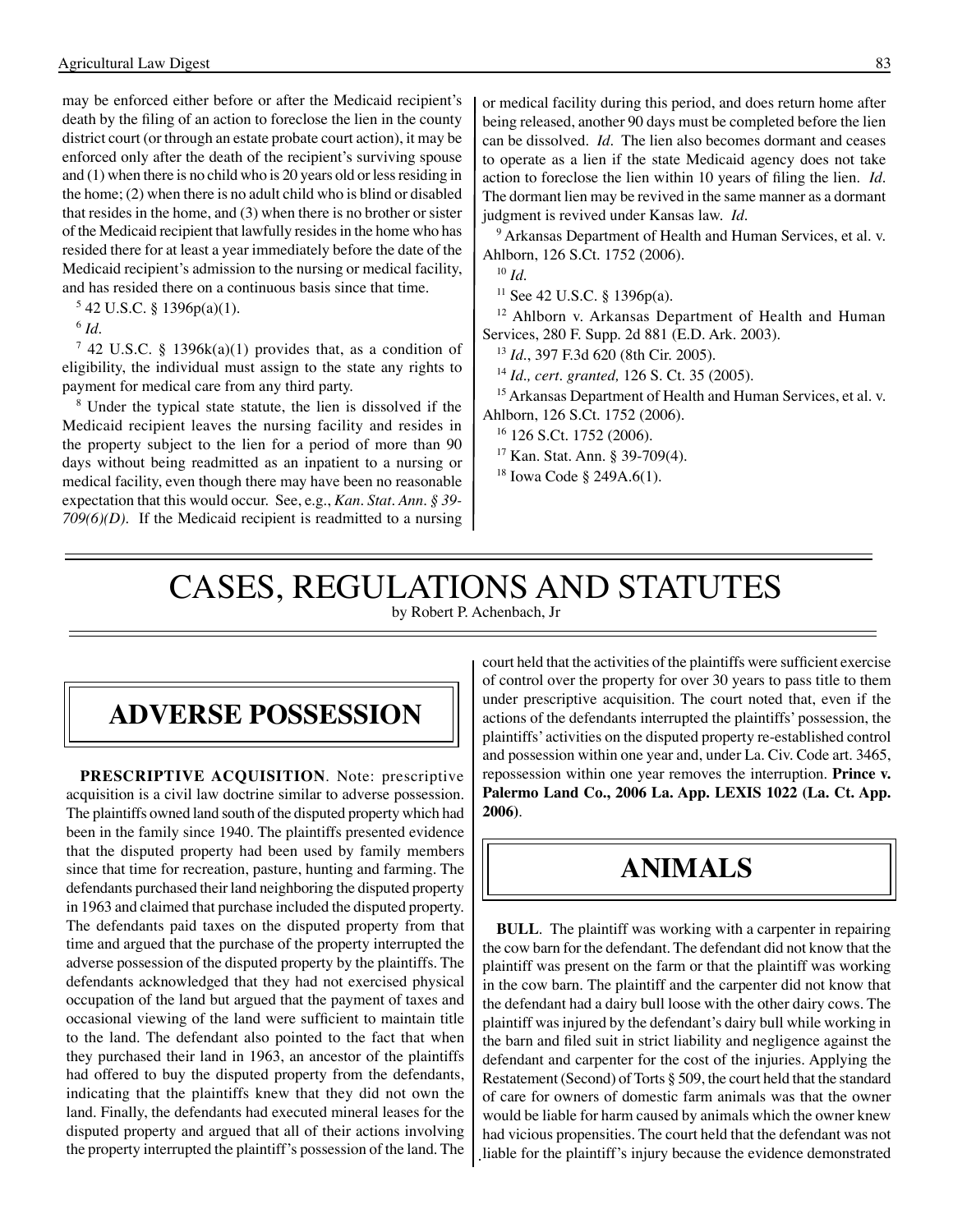may be enforced either before or after the Medicaid recipient's death by the filing of an action to foreclose the lien in the county district court (or through an estate probate court action), it may be enforced only after the death of the recipient's surviving spouse and (1) when there is no child who is 20 years old or less residing in the home; (2) when there is no adult child who is blind or disabled that resides in the home, and (3) when there is no brother or sister of the Medicaid recipient that lawfully resides in the home who has resided there for at least a year immediately before the date of the Medicaid recipient's admission to the nursing or medical facility, and has resided there on a continuous basis since that time.

[5] 42 U.S.C. § 1396p(a)(1).

[6] *Id.*

[7] 42 U.S.C. § 1396k(a)(1) provides that, as a condition of eligibility, the individual must assign to the state any rights to payment for medical care from any third party.

[8] Under the typical state statute, the lien is dissolved if the Medicaid recipient leaves the nursing facility and resides in the property subject to the lien for a period of more than 90 days without being readmitted as an inpatient to a nursing or medical facility, even though there may have been no reasonable expectation that this would occur. See, e.g., *Kan. Stat. Ann. § 39-709(6)(D)*. If the Medicaid recipient is readmitted to a nursing or medical facility during this period, and does return home after being released, another 90 days must be completed before the lien can be dissolved. *Id*. The lien also becomes dormant and ceases to operate as a lien if the state Medicaid agency does not take action to foreclose the lien within 10 years of filing the lien. *Id*. The dormant lien may be revived in the same manner as a dormant judgment is revived under Kansas law. *Id*.

[9] Arkansas Department of Health and Human Services, et al. v. Ahlborn, 126 S.Ct. 1752 (2006).

[10] *Id.*

[11] See 42 U.S.C. § 1396p(a).

[12] Ahlborn v. Arkansas Department of Health and Human Services, 280 F. Supp. 2d 881 (E.D. Ark. 2003).

[13] *Id.*, 397 F.3d 620 (8th Cir. 2005).

[14] *Id., cert. granted,* 126 S. Ct. 35 (2005).

[15] Arkansas Department of Health and Human Services, et al. v. Ahlborn, 126 S.Ct. 1752 (2006).

[16] 126 S.Ct. 1752 (2006).

[17] Kan. Stat. Ann. § 39-709(4).

[18] Iowa Code § 249A.6(1).

# CASES, REGULATIONS AND STATUTES

by Robert P. Achenbach, Jr

## ADVERSE POSSESSION

**PRESCRIPTIVE ACQUISITION**. Note: prescriptive acquisition is a civil law doctrine similar to adverse possession. The plaintiffs owned land south of the disputed property which had been in the family since 1940. The plaintiffs presented evidence that the disputed property had been used by family members since that time for recreation, pasture, hunting and farming. The defendants purchased their land neighboring the disputed property in 1963 and claimed that purchase included the disputed property. The defendants paid taxes on the disputed property from that time and argued that the purchase of the property interrupted the adverse possession of the disputed property by the plaintiffs. The defendants acknowledged that they had not exercised physical occupation of the land but argued that the payment of taxes and occasional viewing of the land were sufficient to maintain title to the land. The defendant also pointed to the fact that when they purchased their land in 1963, an ancestor of the plaintiffs had offered to buy the disputed property from the defendants, indicating that the plaintiffs knew that they did not own the land. Finally, the defendants had executed mineral leases for the disputed property and argued that all of their actions involving the property interrupted the plaintiff's possession of the land. The court held that the activities of the plaintiffs were sufficient exercise of control over the property for over 30 years to pass title to them under prescriptive acquisition. The court noted that, even if the actions of the defendants interrupted the plaintiffs' possession, the plaintiffs' activities on the disputed property re-established control and possession within one year and, under La. Civ. Code art. 3465, repossession within one year removes the interruption. **Prince v. Palermo Land Co., 2006 La. App. LEXIS 1022 (La. Ct. App. 2006)**.

## ANIMALS

**BULL**. The plaintiff was working with a carpenter in repairing the cow barn for the defendant. The defendant did not know that the plaintiff was present on the farm or that the plaintiff was working in the cow barn. The plaintiff and the carpenter did not know that the defendant had a dairy bull loose with the other dairy cows. The plaintiff was injured by the defendant's dairy bull while working in the barn and filed suit in strict liability and negligence against the defendant and carpenter for the cost of the injuries. Applying the Restatement (Second) of Torts § 509, the court held that the standard of care for owners of domestic farm animals was that the owner would be liable for harm caused by animals which the owner knew had vicious propensities. The court held that the defendant was not liable for the plaintiff's injury because the evidence demonstrated